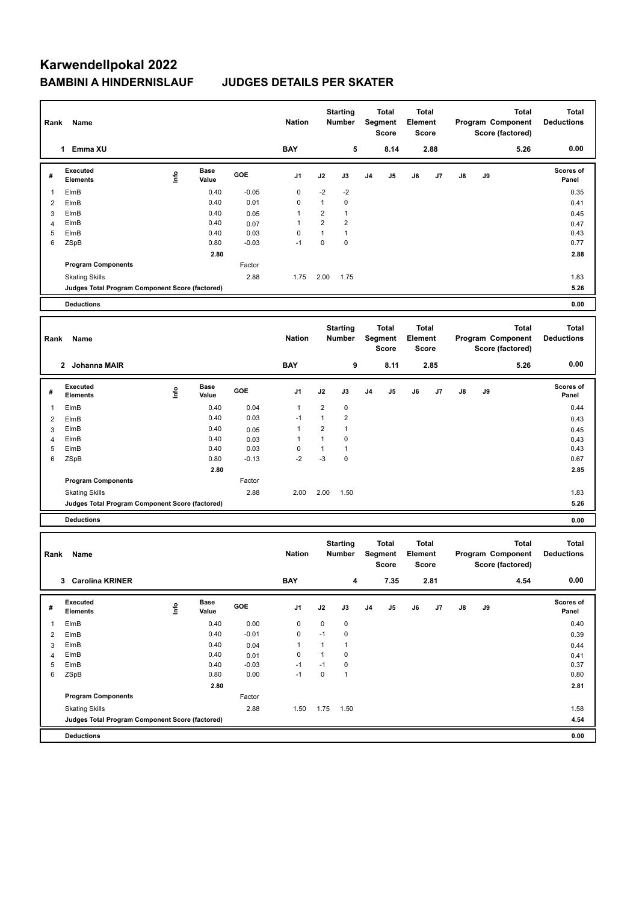# Karwendellpokal 2022

## BAMBINI A HINDERNISLAUF JUDGES DETAILS PER SKATER

| Rank | Name | Nation | Starting Number | Total Segment Score | Total Element Score | Total Program Component Score (factored) | Total Deductions |
|---|---|---|---|---|---|---|---|
| 1 | Emma XU | BAY | 5 | 8.14 | 2.88 | 5.26 | 0.00 |

| # | Executed Elements | Info | Base Value | GOE | J1 | J2 | J3 | J4 | J5 | J6 | J7 | J8 | J9 | Scores of Panel |
|---|---|---|---|---|---|---|---|---|---|---|---|---|---|---|
| 1 | ElmB | | 0.40 | -0.05 | 0 | -2 | -2 | | | | | | | 0.35 |
| 2 | ElmB | | 0.40 | 0.01 | 0 | 1 | 0 | | | | | | | 0.41 |
| 3 | ElmB | | 0.40 | 0.05 | 1 | 2 | 1 | | | | | | | 0.45 |
| 4 | ElmB | | 0.40 | 0.07 | 1 | 2 | 2 | | | | | | | 0.47 |
| 5 | ElmB | | 0.40 | 0.03 | 0 | 1 | 1 | | | | | | | 0.43 |
| 6 | ZSpB | | 0.80 | -0.03 | -1 | 0 | 0 | | | | | | | 0.77 |
| | | | 2.80 | | | | | | | | | | | 2.88 |
| | Program Components | | | Factor | | | | | | | | | | |
| | Skating Skills | | | 2.88 | 1.75 | 2.00 | 1.75 | | | | | | | 1.83 |
| | Judges Total Program Component Score (factored) | | | | | | | | | | | | | 5.26 |
| | Deductions | | | | | | | | | | | | | 0.00 |

| Rank | Name | Nation | Starting Number | Total Segment Score | Total Element Score | Total Program Component Score (factored) | Total Deductions |
|---|---|---|---|---|---|---|---|
| 2 | Johanna MAIR | BAY | 9 | 8.11 | 2.85 | 5.26 | 0.00 |

| # | Executed Elements | Info | Base Value | GOE | J1 | J2 | J3 | J4 | J5 | J6 | J7 | J8 | J9 | Scores of Panel |
|---|---|---|---|---|---|---|---|---|---|---|---|---|---|---|
| 1 | ElmB | | 0.40 | 0.04 | 1 | 2 | 0 | | | | | | | 0.44 |
| 2 | ElmB | | 0.40 | 0.03 | -1 | 1 | 2 | | | | | | | 0.43 |
| 3 | ElmB | | 0.40 | 0.05 | 1 | 2 | 1 | | | | | | | 0.45 |
| 4 | ElmB | | 0.40 | 0.03 | 1 | 1 | 0 | | | | | | | 0.43 |
| 5 | ElmB | | 0.40 | 0.03 | 0 | 1 | 1 | | | | | | | 0.43 |
| 6 | ZSpB | | 0.80 | -0.13 | -2 | -3 | 0 | | | | | | | 0.67 |
| | | | 2.80 | | | | | | | | | | | 2.85 |
| | Program Components | | | Factor | | | | | | | | | | |
| | Skating Skills | | | 2.88 | 2.00 | 2.00 | 1.50 | | | | | | | 1.83 |
| | Judges Total Program Component Score (factored) | | | | | | | | | | | | | 5.26 |
| | Deductions | | | | | | | | | | | | | 0.00 |

| Rank | Name | Nation | Starting Number | Total Segment Score | Total Element Score | Total Program Component Score (factored) | Total Deductions |
|---|---|---|---|---|---|---|---|
| 3 | Carolina KRINER | BAY | 4 | 7.35 | 2.81 | 4.54 | 0.00 |

| # | Executed Elements | Info | Base Value | GOE | J1 | J2 | J3 | J4 | J5 | J6 | J7 | J8 | J9 | Scores of Panel |
|---|---|---|---|---|---|---|---|---|---|---|---|---|---|---|
| 1 | ElmB | | 0.40 | 0.00 | 0 | 0 | 0 | | | | | | | 0.40 |
| 2 | ElmB | | 0.40 | -0.01 | 0 | -1 | 0 | | | | | | | 0.39 |
| 3 | ElmB | | 0.40 | 0.04 | 1 | 1 | 1 | | | | | | | 0.44 |
| 4 | ElmB | | 0.40 | 0.01 | 0 | 1 | 0 | | | | | | | 0.41 |
| 5 | ElmB | | 0.40 | -0.03 | -1 | -1 | 0 | | | | | | | 0.37 |
| 6 | ZSpB | | 0.80 | 0.00 | -1 | 0 | 1 | | | | | | | 0.80 |
| | | | 2.80 | | | | | | | | | | | 2.81 |
| | Program Components | | | Factor | | | | | | | | | | |
| | Skating Skills | | | 2.88 | 1.50 | 1.75 | 1.50 | | | | | | | 1.58 |
| | Judges Total Program Component Score (factored) | | | | | | | | | | | | | 4.54 |
| | Deductions | | | | | | | | | | | | | 0.00 |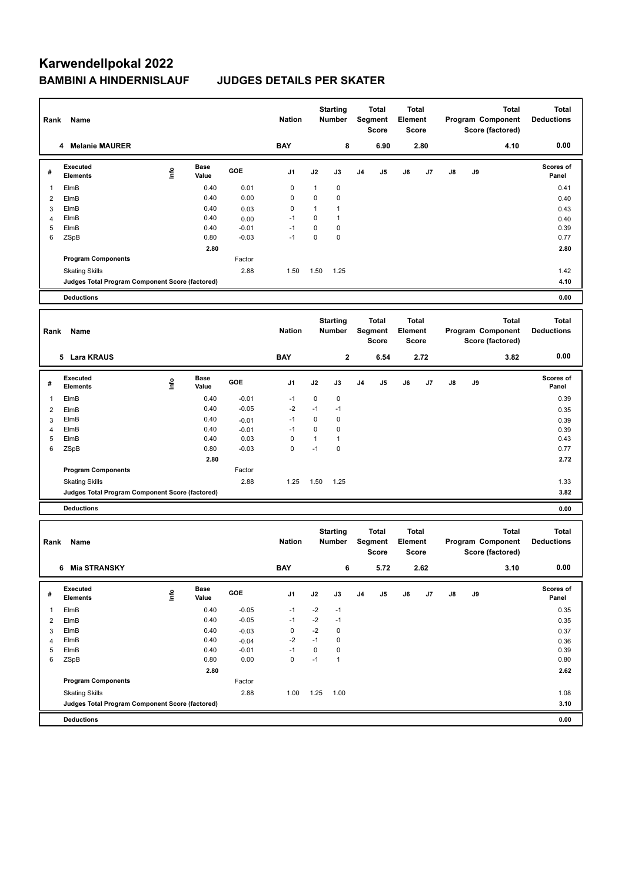# Karwendellpokal 2022

## BAMBINI A HINDERNISLAUF JUDGES DETAILS PER SKATER

| Rank | Name | Nation | Starting Number | Total Segment Score | Total Element Score | Total Program Component Score (factored) | Total Deductions |
|---|---|---|---|---|---|---|---|
| 4 | Melanie MAURER | BAY | 8 | 6.90 | 2.80 | 4.10 | 0.00 |

| # | Executed Elements | Info | Base Value | GOE | J1 | J2 | J3 | J4 | J5 | J6 | J7 | J8 | J9 | Scores of Panel |
|---|---|---|---|---|---|---|---|---|---|---|---|---|---|---|
| 1 | ElmB | | 0.40 | 0.01 | 0 | 1 | 0 | | | | | | | 0.41 |
| 2 | ElmB | | 0.40 | 0.00 | 0 | 0 | 0 | | | | | | | 0.40 |
| 3 | ElmB | | 0.40 | 0.03 | 0 | 1 | 1 | | | | | | | 0.43 |
| 4 | ElmB | | 0.40 | 0.00 | -1 | 0 | 1 | | | | | | | 0.40 |
| 5 | ElmB | | 0.40 | -0.01 | -1 | 0 | 0 | | | | | | | 0.39 |
| 6 | ZSpB | | 0.80 | -0.03 | -1 | 0 | 0 | | | | | | | 0.77 |
| | | | 2.80 | | | | | | | | | | | 2.80 |
| | Program Components | | | Factor | | | | | | | | | | |
| | Skating Skills | | | 2.88 | 1.50 | 1.50 | 1.25 | | | | | | | 1.42 |
| | Judges Total Program Component Score (factored) | | | | | | | | | | | | | 4.10 |
| | Deductions | | | | | | | | | | | | | 0.00 |

| Rank | Name | Nation | Starting Number | Total Segment Score | Total Element Score | Total Program Component Score (factored) | Total Deductions |
|---|---|---|---|---|---|---|---|
| 5 | Lara KRAUS | BAY | 2 | 6.54 | 2.72 | 3.82 | 0.00 |

| # | Executed Elements | Info | Base Value | GOE | J1 | J2 | J3 | J4 | J5 | J6 | J7 | J8 | J9 | Scores of Panel |
|---|---|---|---|---|---|---|---|---|---|---|---|---|---|---|
| 1 | ElmB | | 0.40 | -0.01 | -1 | 0 | 0 | | | | | | | 0.39 |
| 2 | ElmB | | 0.40 | -0.05 | -2 | -1 | -1 | | | | | | | 0.35 |
| 3 | ElmB | | 0.40 | -0.01 | -1 | 0 | 0 | | | | | | | 0.39 |
| 4 | ElmB | | 0.40 | -0.01 | -1 | 0 | 0 | | | | | | | 0.39 |
| 5 | ElmB | | 0.40 | 0.03 | 0 | 1 | 1 | | | | | | | 0.43 |
| 6 | ZSpB | | 0.80 | -0.03 | 0 | -1 | 0 | | | | | | | 0.77 |
| | | | 2.80 | | | | | | | | | | | 2.72 |
| | Program Components | | | Factor | | | | | | | | | | |
| | Skating Skills | | | 2.88 | 1.25 | 1.50 | 1.25 | | | | | | | 1.33 |
| | Judges Total Program Component Score (factored) | | | | | | | | | | | | | 3.82 |
| | Deductions | | | | | | | | | | | | | 0.00 |

| Rank | Name | Nation | Starting Number | Total Segment Score | Total Element Score | Total Program Component Score (factored) | Total Deductions |
|---|---|---|---|---|---|---|---|
| 6 | Mia STRANSKY | BAY | 6 | 5.72 | 2.62 | 3.10 | 0.00 |

| # | Executed Elements | Info | Base Value | GOE | J1 | J2 | J3 | J4 | J5 | J6 | J7 | J8 | J9 | Scores of Panel |
|---|---|---|---|---|---|---|---|---|---|---|---|---|---|---|
| 1 | ElmB | | 0.40 | -0.05 | -1 | -2 | -1 | | | | | | | 0.35 |
| 2 | ElmB | | 0.40 | -0.05 | -1 | -2 | -1 | | | | | | | 0.35 |
| 3 | ElmB | | 0.40 | -0.03 | 0 | -2 | 0 | | | | | | | 0.37 |
| 4 | ElmB | | 0.40 | -0.04 | -2 | -1 | 0 | | | | | | | 0.36 |
| 5 | ElmB | | 0.40 | -0.01 | -1 | 0 | 0 | | | | | | | 0.39 |
| 6 | ZSpB | | 0.80 | 0.00 | 0 | -1 | 1 | | | | | | | 0.80 |
| | | | 2.80 | | | | | | | | | | | 2.62 |
| | Program Components | | | Factor | | | | | | | | | | |
| | Skating Skills | | | 2.88 | 1.00 | 1.25 | 1.00 | | | | | | | 1.08 |
| | Judges Total Program Component Score (factored) | | | | | | | | | | | | | 3.10 |
| | Deductions | | | | | | | | | | | | | 0.00 |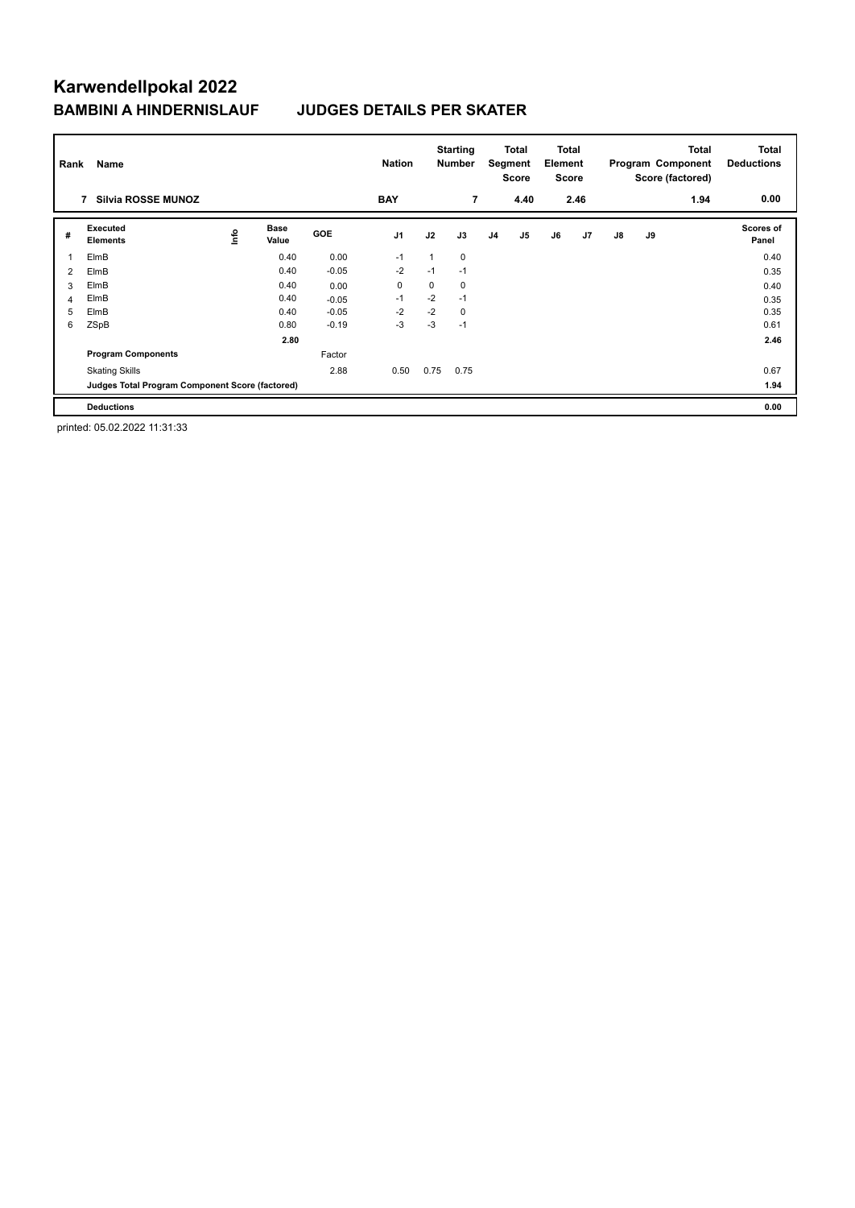# Karwendellpokal 2022

## BAMBINI A HINDERNISLAUF JUDGES DETAILS PER SKATER

| Rank | Name | Nation | Starting Number | Total Segment Score | Total Element Score | Total Program Component Score (factored) | Total Deductions |
|---|---|---|---|---|---|---|---|
| 7 | Silvia ROSSE MUNOZ | BAY | 7 | 4.40 | 2.46 | 1.94 | 0.00 |

| # | Executed Elements | Info | Base Value | GOE | J1 | J2 | J3 | J4 | J5 | J6 | J7 | J8 | J9 | Scores of Panel |
|---|---|---|---|---|---|---|---|---|---|---|---|---|---|---|
| 1 | ElmB | | 0.40 | 0.00 | -1 | 1 | 0 | | | | | | | 0.40 |
| 2 | ElmB | | 0.40 | -0.05 | -2 | -1 | -1 | | | | | | | 0.35 |
| 3 | ElmB | | 0.40 | 0.00 | 0 | 0 | 0 | | | | | | | 0.40 |
| 4 | ElmB | | 0.40 | -0.05 | -1 | -2 | -1 | | | | | | | 0.35 |
| 5 | ElmB | | 0.40 | -0.05 | -2 | -2 | 0 | | | | | | | 0.35 |
| 6 | ZSpB | | 0.80 | -0.19 | -3 | -3 | -1 | | | | | | | 0.61 |
| | | | 2.80 | | | | | | | | | | | 2.46 |
| | **Program Components** | | | Factor | | | | | | | | | | |
| | Skating Skills | | | 2.88 | 0.50 | 0.75 | 0.75 | | | | | | | 0.67 |
| | **Judges Total Program Component Score (factored)** | | | | | | | | | | | | | 1.94 |
| | **Deductions** | | | | | | | | | | | | | 0.00 |

printed: 05.02.2022 11:31:33